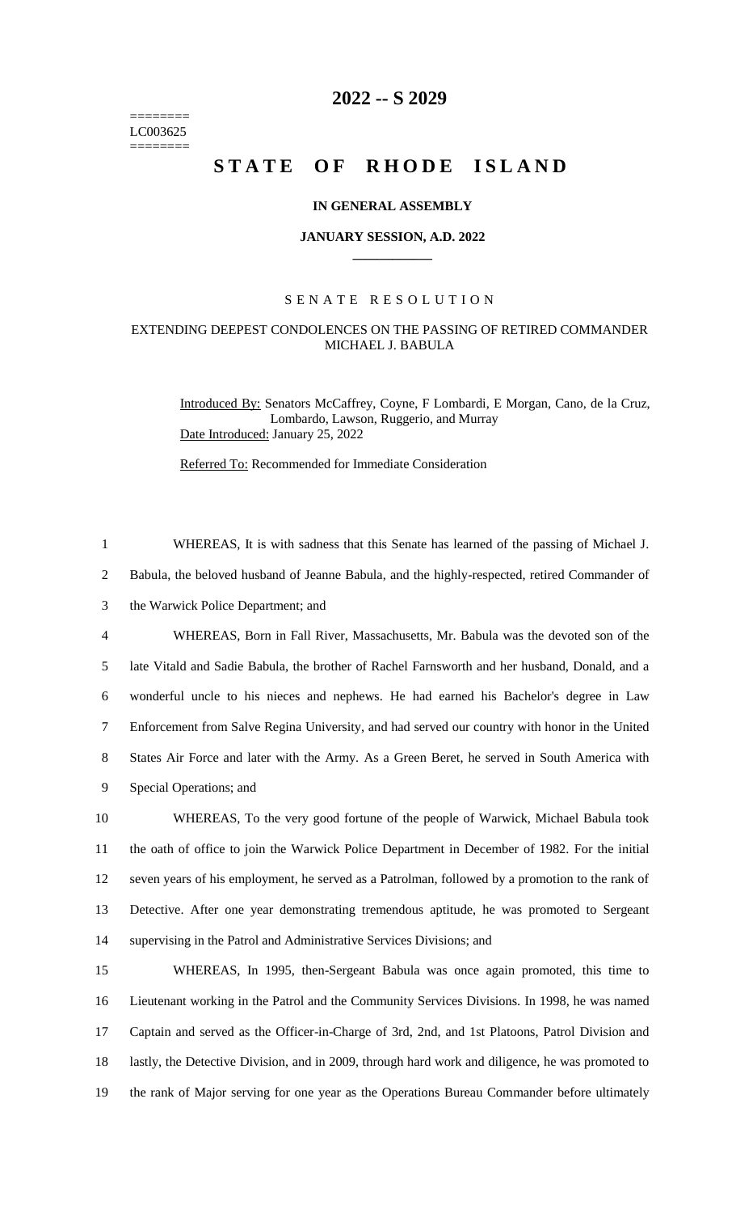# 2022 -- S 2029

========
LC003625
========

## STATE OF RHODE ISLAND

### IN GENERAL ASSEMBLY

### JANUARY SESSION, A.D. 2022

____________

SENATE RESOLUTION

EXTENDING DEEPEST CONDOLENCES ON THE PASSING OF RETIRED COMMANDER MICHAEL J. BABULA

Introduced By: Senators McCaffrey, Coyne, F Lombardi, E Morgan, Cano, de la Cruz, Lombardo, Lawson, Ruggerio, and Murray

Date Introduced: January 25, 2022

Referred To: Recommended for Immediate Consideration

1 WHEREAS, It is with sadness that this Senate has learned of the passing of Michael J.
2 Babula, the beloved husband of Jeanne Babula, and the highly-respected, retired Commander of
3 the Warwick Police Department; and

4 WHEREAS, Born in Fall River, Massachusetts, Mr. Babula was the devoted son of the
5 late Vitald and Sadie Babula, the brother of Rachel Farnsworth and her husband, Donald, and a
6 wonderful uncle to his nieces and nephews. He had earned his Bachelor's degree in Law
7 Enforcement from Salve Regina University, and had served our country with honor in the United
8 States Air Force and later with the Army. As a Green Beret, he served in South America with
9 Special Operations; and

10 WHEREAS, To the very good fortune of the people of Warwick, Michael Babula took
11 the oath of office to join the Warwick Police Department in December of 1982. For the initial
12 seven years of his employment, he served as a Patrolman, followed by a promotion to the rank of
13 Detective. After one year demonstrating tremendous aptitude, he was promoted to Sergeant
14 supervising in the Patrol and Administrative Services Divisions; and

15 WHEREAS, In 1995, then-Sergeant Babula was once again promoted, this time to
16 Lieutenant working in the Patrol and the Community Services Divisions. In 1998, he was named
17 Captain and served as the Officer-in-Charge of 3rd, 2nd, and 1st Platoons, Patrol Division and
18 lastly, the Detective Division, and in 2009, through hard work and diligence, he was promoted to
19 the rank of Major serving for one year as the Operations Bureau Commander before ultimately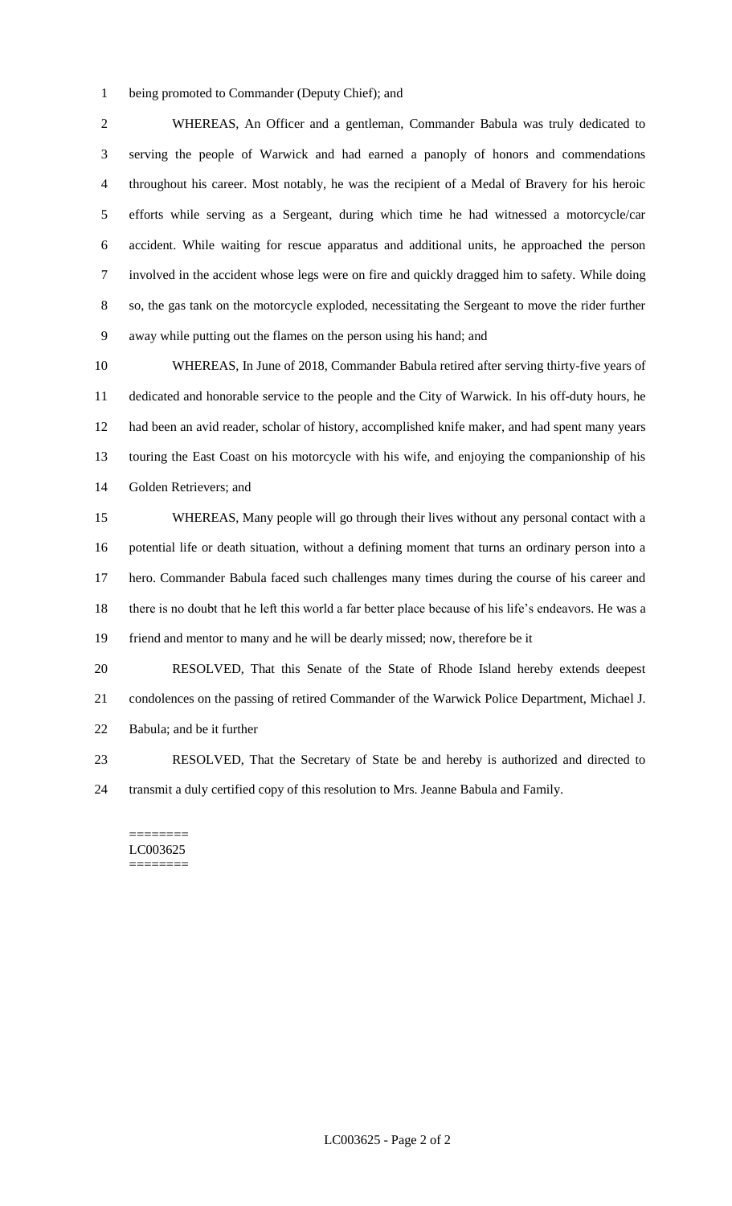being promoted to Commander (Deputy Chief); and

WHEREAS, An Officer and a gentleman, Commander Babula was truly dedicated to serving the people of Warwick and had earned a panoply of honors and commendations throughout his career. Most notably, he was the recipient of a Medal of Bravery for his heroic efforts while serving as a Sergeant, during which time he had witnessed a motorcycle/car accident. While waiting for rescue apparatus and additional units, he approached the person involved in the accident whose legs were on fire and quickly dragged him to safety. While doing so, the gas tank on the motorcycle exploded, necessitating the Sergeant to move the rider further away while putting out the flames on the person using his hand; and

WHEREAS, In June of 2018, Commander Babula retired after serving thirty-five years of dedicated and honorable service to the people and the City of Warwick. In his off-duty hours, he had been an avid reader, scholar of history, accomplished knife maker, and had spent many years touring the East Coast on his motorcycle with his wife, and enjoying the companionship of his Golden Retrievers; and

WHEREAS, Many people will go through their lives without any personal contact with a potential life or death situation, without a defining moment that turns an ordinary person into a hero. Commander Babula faced such challenges many times during the course of his career and there is no doubt that he left this world a far better place because of his life's endeavors. He was a friend and mentor to many and he will be dearly missed; now, therefore be it

RESOLVED, That this Senate of the State of Rhode Island hereby extends deepest condolences on the passing of retired Commander of the Warwick Police Department, Michael J. Babula; and be it further

RESOLVED, That the Secretary of State be and hereby is authorized and directed to transmit a duly certified copy of this resolution to Mrs. Jeanne Babula and Family.

========
LC003625
========